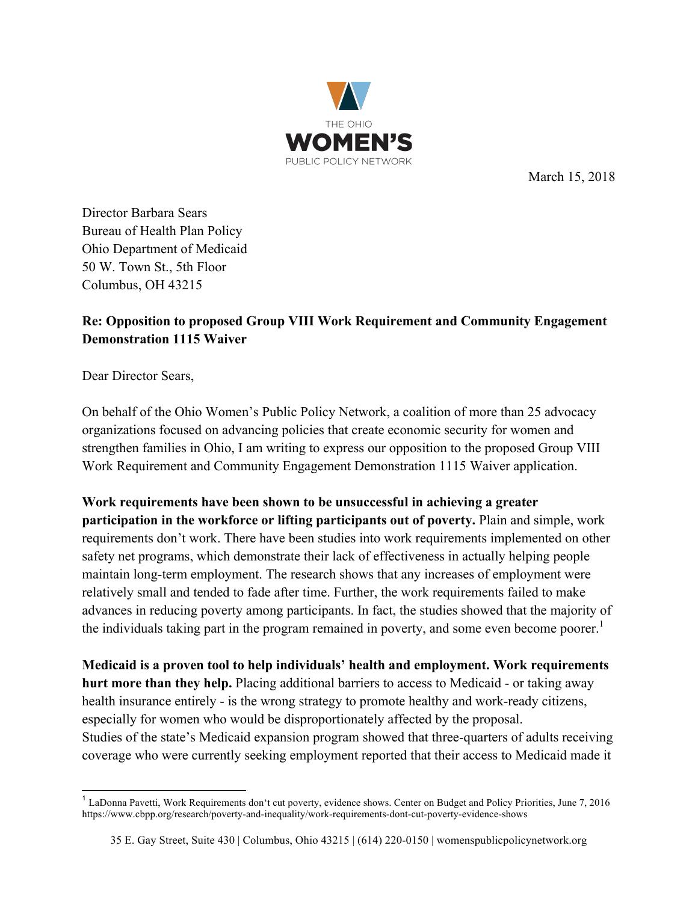THE OHIO
**WOMEN'S**
PUBLIC POLICY NETWORK

March 15, 2018

Director Barbara Sears
Bureau of Health Plan Policy
Ohio Department of Medicaid
50 W. Town St., 5th Floor
Columbus, OH 43215

**Re: Opposition to proposed Group VIII Work Requirement and Community Engagement Demonstration 1115 Waiver**

Dear Director Sears,

On behalf of the Ohio Women's Public Policy Network, a coalition of more than 25 advocacy organizations focused on advancing policies that create economic security for women and strengthen families in Ohio, I am writing to express our opposition to the proposed Group VIII Work Requirement and Community Engagement Demonstration 1115 Waiver application.

**Work requirements have been shown to be unsuccessful in achieving a greater participation in the workforce or lifting participants out of poverty.** Plain and simple, work requirements don't work. There have been studies into work requirements implemented on other safety net programs, which demonstrate their lack of effectiveness in actually helping people maintain long-term employment. The research shows that any increases of employment were relatively small and tended to fade after time. Further, the work requirements failed to make advances in reducing poverty among participants. In fact, the studies showed that the majority of the individuals taking part in the program remained in poverty, and some even become poorer.[1]

**Medicaid is a proven tool to help individuals' health and employment. Work requirements hurt more than they help.** Placing additional barriers to access to Medicaid - or taking away health insurance entirely - is the wrong strategy to promote healthy and work-ready citizens, especially for women who would be disproportionately affected by the proposal.
Studies of the state's Medicaid expansion program showed that three-quarters of adults receiving coverage who were currently seeking employment reported that their access to Medicaid made it

[1] LaDonna Pavetti, Work Requirements don't cut poverty, evidence shows. Center on Budget and Policy Priorities, June 7, 2016 https://www.cbpp.org/research/poverty-and-inequality/work-requirements-dont-cut-poverty-evidence-shows

35 E. Gay Street, Suite 430 | Columbus, Ohio 43215 | (614) 220-0150 | womenspublicpolicynetwork.org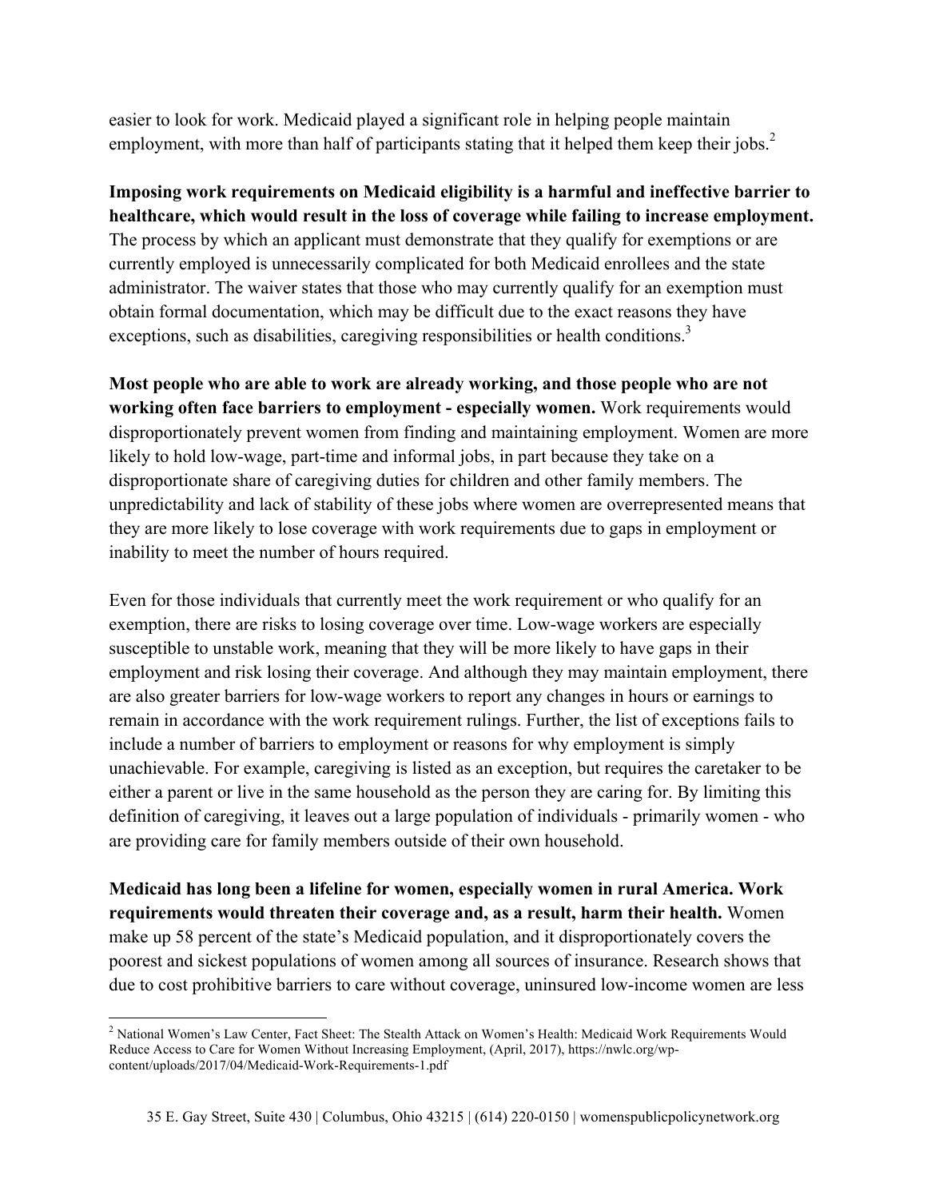easier to look for work. Medicaid played a significant role in helping people maintain employment, with more than half of participants stating that it helped them keep their jobs.[2]

**Imposing work requirements on Medicaid eligibility is a harmful and ineffective barrier to healthcare, which would result in the loss of coverage while failing to increase employment.** The process by which an applicant must demonstrate that they qualify for exemptions or are currently employed is unnecessarily complicated for both Medicaid enrollees and the state administrator. The waiver states that those who may currently qualify for an exemption must obtain formal documentation, which may be difficult due to the exact reasons they have exceptions, such as disabilities, caregiving responsibilities or health conditions.[3]

**Most people who are able to work are already working, and those people who are not working often face barriers to employment - especially women.** Work requirements would disproportionately prevent women from finding and maintaining employment. Women are more likely to hold low-wage, part-time and informal jobs, in part because they take on a disproportionate share of caregiving duties for children and other family members. The unpredictability and lack of stability of these jobs where women are overrepresented means that they are more likely to lose coverage with work requirements due to gaps in employment or inability to meet the number of hours required.

Even for those individuals that currently meet the work requirement or who qualify for an exemption, there are risks to losing coverage over time. Low-wage workers are especially susceptible to unstable work, meaning that they will be more likely to have gaps in their employment and risk losing their coverage. And although they may maintain employment, there are also greater barriers for low-wage workers to report any changes in hours or earnings to remain in accordance with the work requirement rulings. Further, the list of exceptions fails to include a number of barriers to employment or reasons for why employment is simply unachievable. For example, caregiving is listed as an exception, but requires the caretaker to be either a parent or live in the same household as the person they are caring for. By limiting this definition of caregiving, it leaves out a large population of individuals - primarily women - who are providing care for family members outside of their own household.

**Medicaid has long been a lifeline for women, especially women in rural America. Work requirements would threaten their coverage and, as a result, harm their health.** Women make up 58 percent of the state's Medicaid population, and it disproportionately covers the poorest and sickest populations of women among all sources of insurance. Research shows that due to cost prohibitive barriers to care without coverage, uninsured low-income women are less

[2] National Women's Law Center, Fact Sheet: The Stealth Attack on Women's Health: Medicaid Work Requirements Would Reduce Access to Care for Women Without Increasing Employment, (April, 2017), https://nwlc.org/wp-content/uploads/2017/04/Medicaid-Work-Requirements-1.pdf

35 E. Gay Street, Suite 430 | Columbus, Ohio 43215 | (614) 220-0150 | womenspublicpolicynetwork.org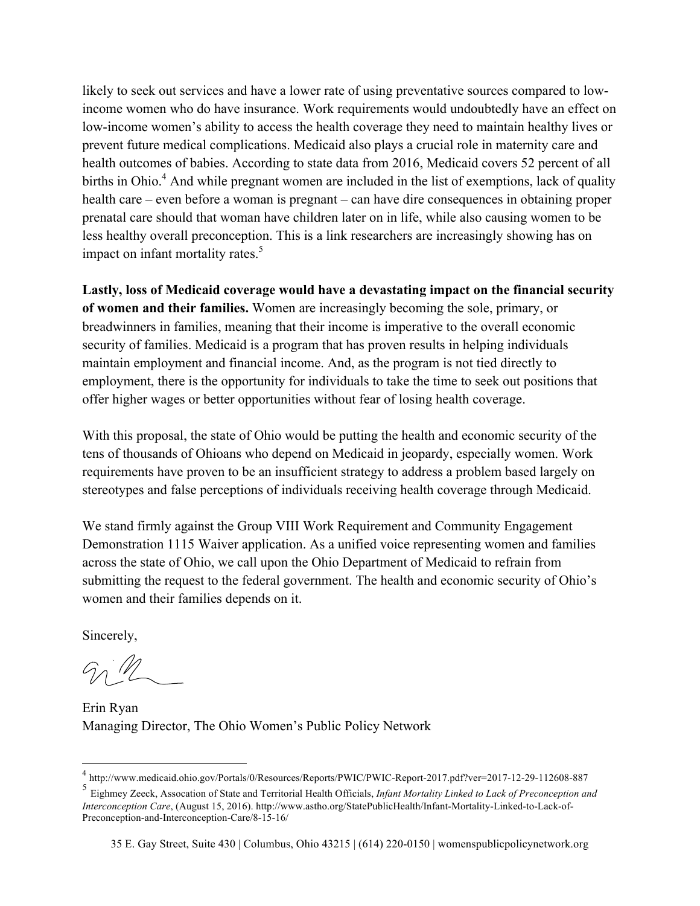likely to seek out services and have a lower rate of using preventative sources compared to low-income women who do have insurance. Work requirements would undoubtedly have an effect on low-income women's ability to access the health coverage they need to maintain healthy lives or prevent future medical complications. Medicaid also plays a crucial role in maternity care and health outcomes of babies. According to state data from 2016, Medicaid covers 52 percent of all births in Ohio.[4] And while pregnant women are included in the list of exemptions, lack of quality health care – even before a woman is pregnant – can have dire consequences in obtaining proper prenatal care should that woman have children later on in life, while also causing women to be less healthy overall preconception. This is a link researchers are increasingly showing has on impact on infant mortality rates.[5]

**Lastly, loss of Medicaid coverage would have a devastating impact on the financial security of women and their families.** Women are increasingly becoming the sole, primary, or breadwinners in families, meaning that their income is imperative to the overall economic security of families. Medicaid is a program that has proven results in helping individuals maintain employment and financial income. And, as the program is not tied directly to employment, there is the opportunity for individuals to take the time to seek out positions that offer higher wages or better opportunities without fear of losing health coverage.

With this proposal, the state of Ohio would be putting the health and economic security of the tens of thousands of Ohioans who depend on Medicaid in jeopardy, especially women. Work requirements have proven to be an insufficient strategy to address a problem based largely on stereotypes and false perceptions of individuals receiving health coverage through Medicaid.

We stand firmly against the Group VIII Work Requirement and Community Engagement Demonstration 1115 Waiver application. As a unified voice representing women and families across the state of Ohio, we call upon the Ohio Department of Medicaid to refrain from submitting the request to the federal government. The health and economic security of Ohio's women and their families depends on it.

Sincerely,

Erin Ryan
Managing Director, The Ohio Women's Public Policy Network

---

[4] http://www.medicaid.ohio.gov/Portals/0/Resources/Reports/PWIC/PWIC-Report-2017.pdf?ver=2017-12-29-112608-887

[5] Eighmey Zeeck, Association of State and Territorial Health Officials, *Infant Mortality Linked to Lack of Preconception and Interconception Care*, (August 15, 2016). http://www.astho.org/StatePublicHealth/Infant-Mortality-Linked-to-Lack-of-Preconception-and-Interconception-Care/8-15-16/

35 E. Gay Street, Suite 430 | Columbus, Ohio 43215 | (614) 220-0150 | womenspublicpolicynetwork.org